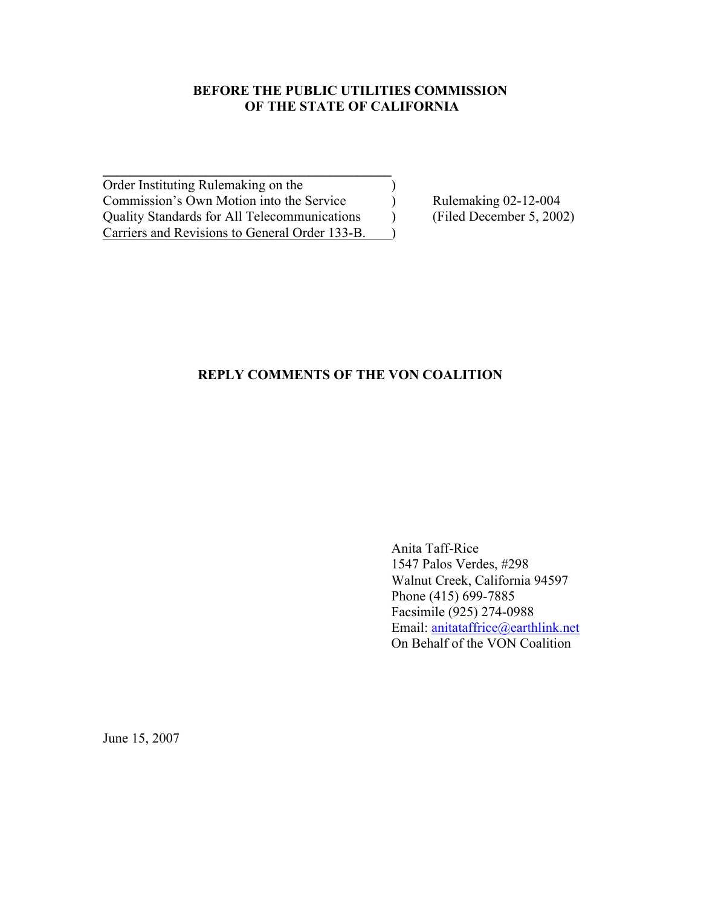**BEFORE THE PUBLIC UTILITIES COMMISSION**
**OF THE STATE OF CALIFORNIA**

| | | |
|---|---|---|
| Order Instituting Rulemaking on the | ) | |
| Commission's Own Motion into the Service | ) | Rulemaking 02-12-004 |
| Quality Standards for All Telecommunications | ) | (Filed December 5, 2002) |
| Carriers and Revisions to General Order 133-B. | ) | |

**REPLY COMMENTS OF THE VON COALITION**

Anita Taff-Rice
1547 Palos Verdes, #298
Walnut Creek, California 94597
Phone (415) 699-7885
Facsimile (925) 274-0988
Email: anitataffrice@earthlink.net
On Behalf of the VON Coalition

June 15, 2007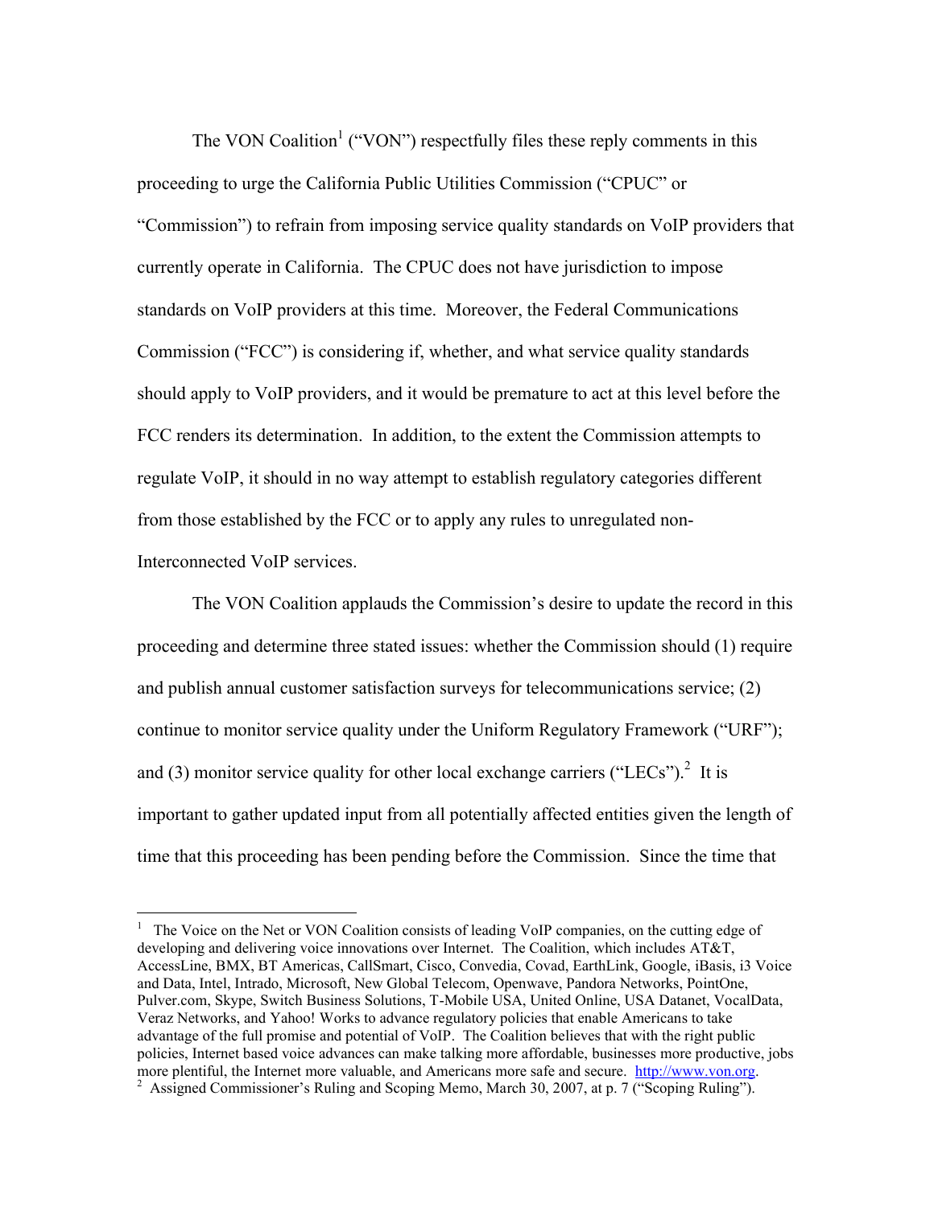The VON Coalition[1] ("VON") respectfully files these reply comments in this proceeding to urge the California Public Utilities Commission ("CPUC" or "Commission") to refrain from imposing service quality standards on VoIP providers that currently operate in California. The CPUC does not have jurisdiction to impose standards on VoIP providers at this time. Moreover, the Federal Communications Commission ("FCC") is considering if, whether, and what service quality standards should apply to VoIP providers, and it would be premature to act at this level before the FCC renders its determination. In addition, to the extent the Commission attempts to regulate VoIP, it should in no way attempt to establish regulatory categories different from those established by the FCC or to apply any rules to unregulated non-Interconnected VoIP services.

The VON Coalition applauds the Commission's desire to update the record in this proceeding and determine three stated issues: whether the Commission should (1) require and publish annual customer satisfaction surveys for telecommunications service; (2) continue to monitor service quality under the Uniform Regulatory Framework ("URF"); and (3) monitor service quality for other local exchange carriers ("LECs").[2] It is important to gather updated input from all potentially affected entities given the length of time that this proceeding has been pending before the Commission. Since the time that

---

[1] The Voice on the Net or VON Coalition consists of leading VoIP companies, on the cutting edge of developing and delivering voice innovations over Internet. The Coalition, which includes AT&T, AccessLine, BMX, BT Americas, CallSmart, Cisco, Convedia, Covad, EarthLink, Google, iBasis, i3 Voice and Data, Intel, Intrado, Microsoft, New Global Telecom, Openwave, Pandora Networks, PointOne, Pulver.com, Skype, Switch Business Solutions, T-Mobile USA, United Online, USA Datanet, VocalData, Veraz Networks, and Yahoo! Works to advance regulatory policies that enable Americans to take advantage of the full promise and potential of VoIP. The Coalition believes that with the right public policies, Internet based voice advances can make talking more affordable, businesses more productive, jobs more plentiful, the Internet more valuable, and Americans more safe and secure. http://www.von.org.

[2] Assigned Commissioner's Ruling and Scoping Memo, March 30, 2007, at p. 7 ("Scoping Ruling").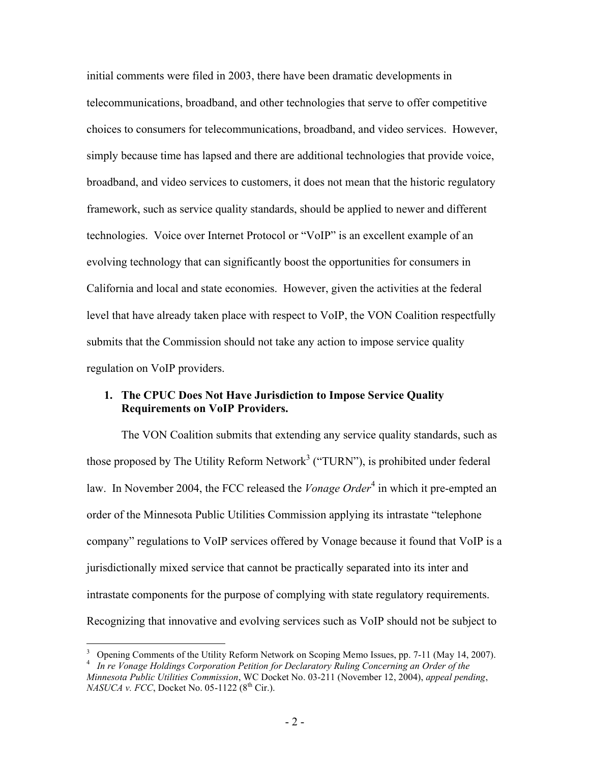initial comments were filed in 2003, there have been dramatic developments in telecommunications, broadband, and other technologies that serve to offer competitive choices to consumers for telecommunications, broadband, and video services. However, simply because time has lapsed and there are additional technologies that provide voice, broadband, and video services to customers, it does not mean that the historic regulatory framework, such as service quality standards, should be applied to newer and different technologies. Voice over Internet Protocol or "VoIP" is an excellent example of an evolving technology that can significantly boost the opportunities for consumers in California and local and state economies. However, given the activities at the federal level that have already taken place with respect to VoIP, the VON Coalition respectfully submits that the Commission should not take any action to impose service quality regulation on VoIP providers.

## 1. The CPUC Does Not Have Jurisdiction to Impose Service Quality Requirements on VoIP Providers.

The VON Coalition submits that extending any service quality standards, such as those proposed by The Utility Reform Network[3] ("TURN"), is prohibited under federal law. In November 2004, the FCC released the *Vonage Order*[4] in which it pre-empted an order of the Minnesota Public Utilities Commission applying its intrastate "telephone company" regulations to VoIP services offered by Vonage because it found that VoIP is a jurisdictionally mixed service that cannot be practically separated into its inter and intrastate components for the purpose of complying with state regulatory requirements. Recognizing that innovative and evolving services such as VoIP should not be subject to

---

[3] Opening Comments of the Utility Reform Network on Scoping Memo Issues, pp. 7-11 (May 14, 2007).

[4] *In re Vonage Holdings Corporation Petition for Declaratory Ruling Concerning an Order of the Minnesota Public Utilities Commission*, WC Docket No. 03-211 (November 12, 2004), *appeal pending*, *NASUCA v. FCC*, Docket No. 05-1122 (8th Cir.).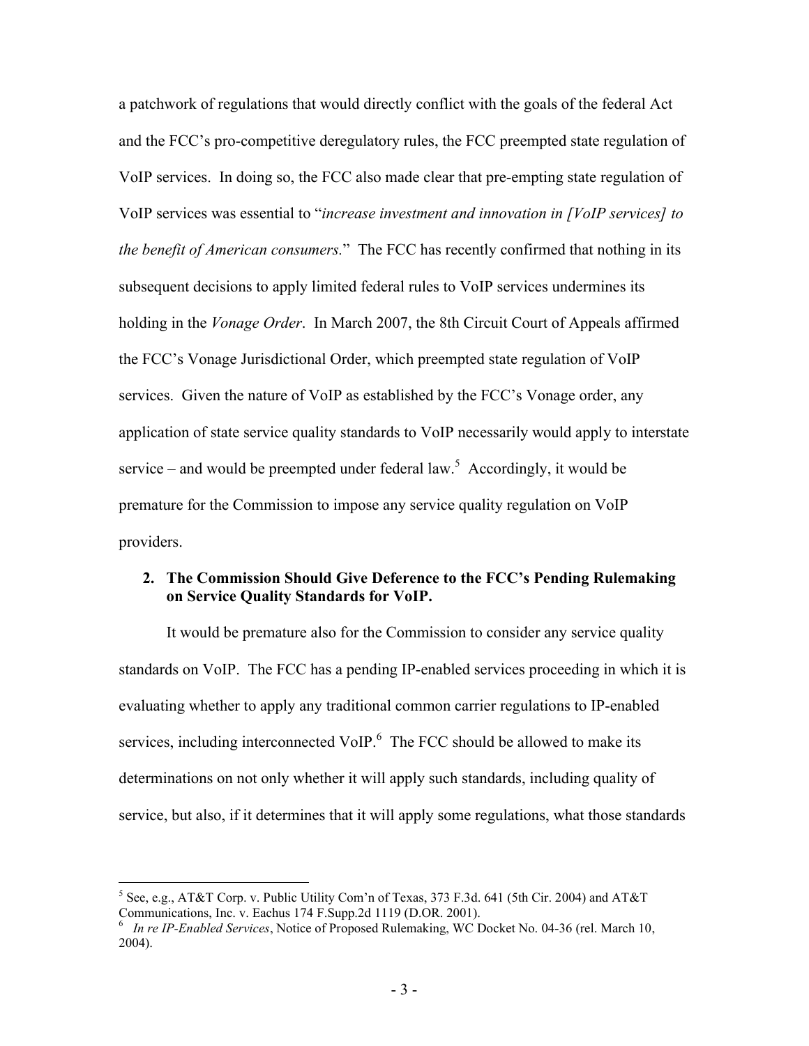a patchwork of regulations that would directly conflict with the goals of the federal Act and the FCC's pro-competitive deregulatory rules, the FCC preempted state regulation of VoIP services. In doing so, the FCC also made clear that pre-empting state regulation of VoIP services was essential to "*increase investment and innovation in [VoIP services] to the benefit of American consumers.*" The FCC has recently confirmed that nothing in its subsequent decisions to apply limited federal rules to VoIP services undermines its holding in the *Vonage Order*. In March 2007, the 8th Circuit Court of Appeals affirmed the FCC's Vonage Jurisdictional Order, which preempted state regulation of VoIP services. Given the nature of VoIP as established by the FCC's Vonage order, any application of state service quality standards to VoIP necessarily would apply to interstate service – and would be preempted under federal law.[5] Accordingly, it would be premature for the Commission to impose any service quality regulation on VoIP providers.

**2. The Commission Should Give Deference to the FCC's Pending Rulemaking on Service Quality Standards for VoIP.**

It would be premature also for the Commission to consider any service quality standards on VoIP. The FCC has a pending IP-enabled services proceeding in which it is evaluating whether to apply any traditional common carrier regulations to IP-enabled services, including interconnected VoIP.[6] The FCC should be allowed to make its determinations on not only whether it will apply such standards, including quality of service, but also, if it determines that it will apply some regulations, what those standards

---

[5] See, e.g., AT&T Corp. v. Public Utility Com'n of Texas, 373 F.3d. 641 (5th Cir. 2004) and AT&T Communications, Inc. v. Eachus 174 F.Supp.2d 1119 (D.OR. 2001).

[6] *In re IP-Enabled Services*, Notice of Proposed Rulemaking, WC Docket No. 04-36 (rel. March 10, 2004).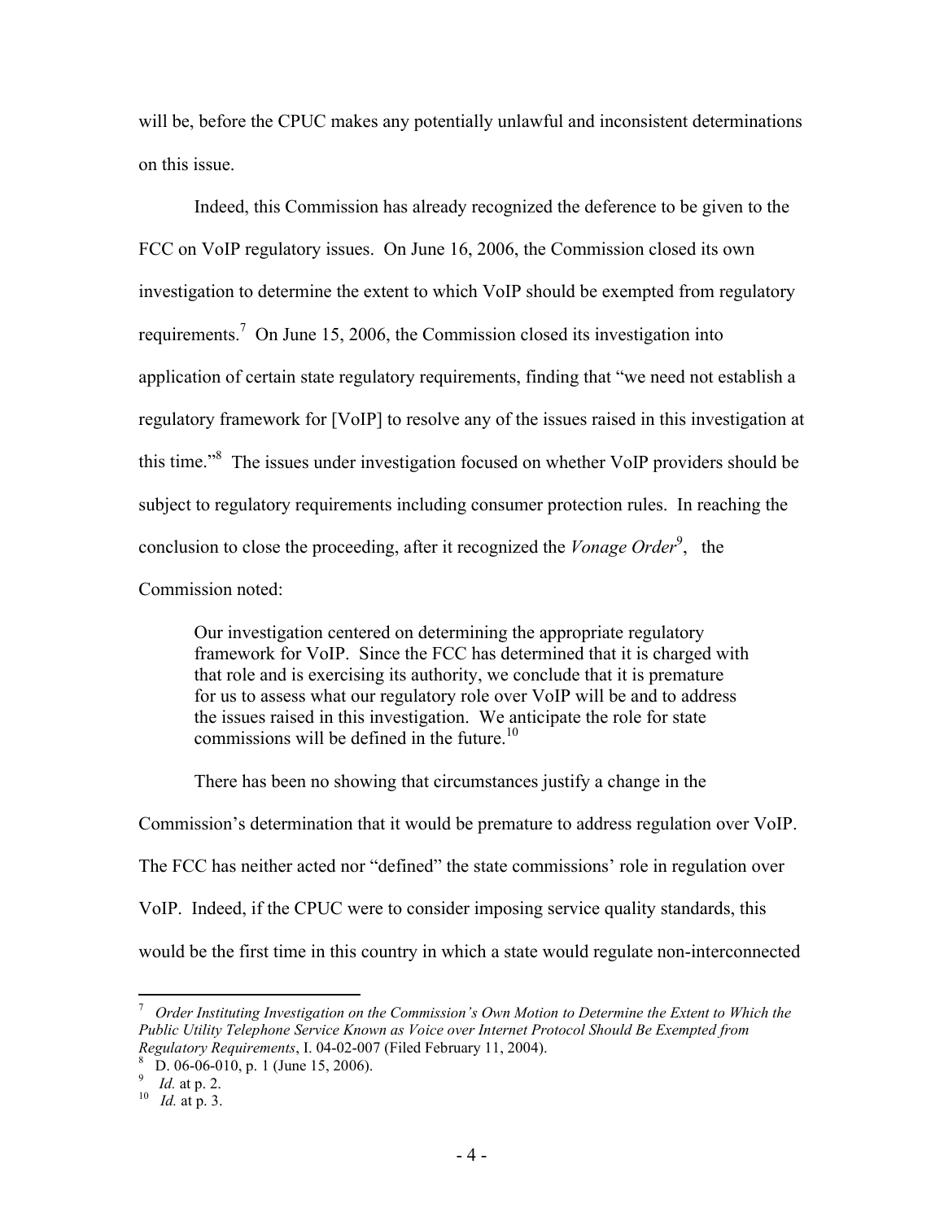will be, before the CPUC makes any potentially unlawful and inconsistent determinations on this issue.

Indeed, this Commission has already recognized the deference to be given to the FCC on VoIP regulatory issues. On June 16, 2006, the Commission closed its own investigation to determine the extent to which VoIP should be exempted from regulatory requirements.[7] On June 15, 2006, the Commission closed its investigation into application of certain state regulatory requirements, finding that "we need not establish a regulatory framework for [VoIP] to resolve any of the issues raised in this investigation at this time."[8] The issues under investigation focused on whether VoIP providers should be subject to regulatory requirements including consumer protection rules. In reaching the conclusion to close the proceeding, after it recognized the *Vonage Order*[9], the Commission noted:

> Our investigation centered on determining the appropriate regulatory framework for VoIP. Since the FCC has determined that it is charged with that role and is exercising its authority, we conclude that it is premature for us to assess what our regulatory role over VoIP will be and to address the issues raised in this investigation. We anticipate the role for state commissions will be defined in the future.[10]

There has been no showing that circumstances justify a change in the Commission's determination that it would be premature to address regulation over VoIP. The FCC has neither acted nor "defined" the state commissions' role in regulation over VoIP. Indeed, if the CPUC were to consider imposing service quality standards, this would be the first time in this country in which a state would regulate non-interconnected

---

[7] *Order Instituting Investigation on the Commission's Own Motion to Determine the Extent to Which the Public Utility Telephone Service Known as Voice over Internet Protocol Should Be Exempted from Regulatory Requirements*, I. 04-02-007 (Filed February 11, 2004).

[8] D. 06-06-010, p. 1 (June 15, 2006).

[9] *Id.* at p. 2.

[10] *Id.* at p. 3.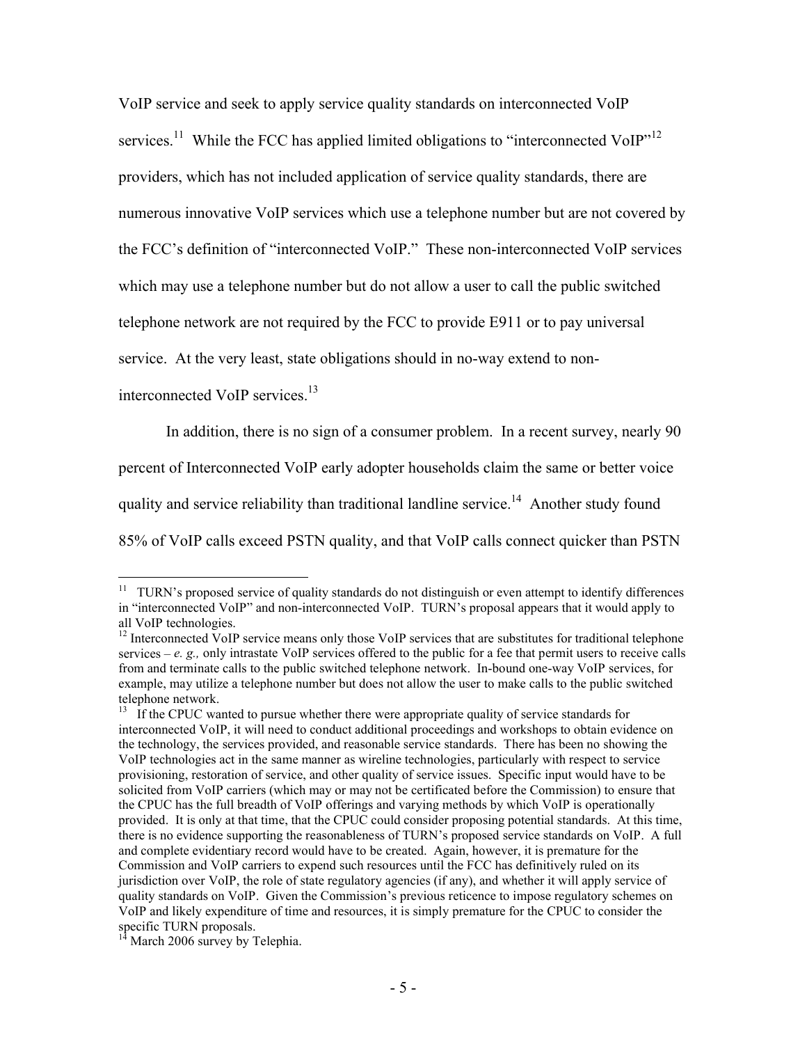VoIP service and seek to apply service quality standards on interconnected VoIP services.[11] While the FCC has applied limited obligations to "interconnected VoIP"[12] providers, which has not included application of service quality standards, there are numerous innovative VoIP services which use a telephone number but are not covered by the FCC's definition of "interconnected VoIP." These non-interconnected VoIP services which may use a telephone number but do not allow a user to call the public switched telephone network are not required by the FCC to provide E911 or to pay universal service. At the very least, state obligations should in no-way extend to non-interconnected VoIP services.[13]

In addition, there is no sign of a consumer problem. In a recent survey, nearly 90 percent of Interconnected VoIP early adopter households claim the same or better voice quality and service reliability than traditional landline service.[14] Another study found 85% of VoIP calls exceed PSTN quality, and that VoIP calls connect quicker than PSTN

---

[11] TURN's proposed service of quality standards do not distinguish or even attempt to identify differences in "interconnected VoIP" and non-interconnected VoIP. TURN's proposal appears that it would apply to all VoIP technologies.

[12] Interconnected VoIP service means only those VoIP services that are substitutes for traditional telephone services – *e. g.,* only intrastate VoIP services offered to the public for a fee that permit users to receive calls from and terminate calls to the public switched telephone network. In-bound one-way VoIP services, for example, may utilize a telephone number but does not allow the user to make calls to the public switched telephone network.

[13] If the CPUC wanted to pursue whether there were appropriate quality of service standards for interconnected VoIP, it will need to conduct additional proceedings and workshops to obtain evidence on the technology, the services provided, and reasonable service standards. There has been no showing the VoIP technologies act in the same manner as wireline technologies, particularly with respect to service provisioning, restoration of service, and other quality of service issues. Specific input would have to be solicited from VoIP carriers (which may or may not be certificated before the Commission) to ensure that the CPUC has the full breadth of VoIP offerings and varying methods by which VoIP is operationally provided. It is only at that time, that the CPUC could consider proposing potential standards. At this time, there is no evidence supporting the reasonableness of TURN's proposed service standards on VoIP. A full and complete evidentiary record would have to be created. Again, however, it is premature for the Commission and VoIP carriers to expend such resources until the FCC has definitively ruled on its jurisdiction over VoIP, the role of state regulatory agencies (if any), and whether it will apply service of quality standards on VoIP. Given the Commission's previous reticence to impose regulatory schemes on VoIP and likely expenditure of time and resources, it is simply premature for the CPUC to consider the specific TURN proposals.

[14] March 2006 survey by Telephia.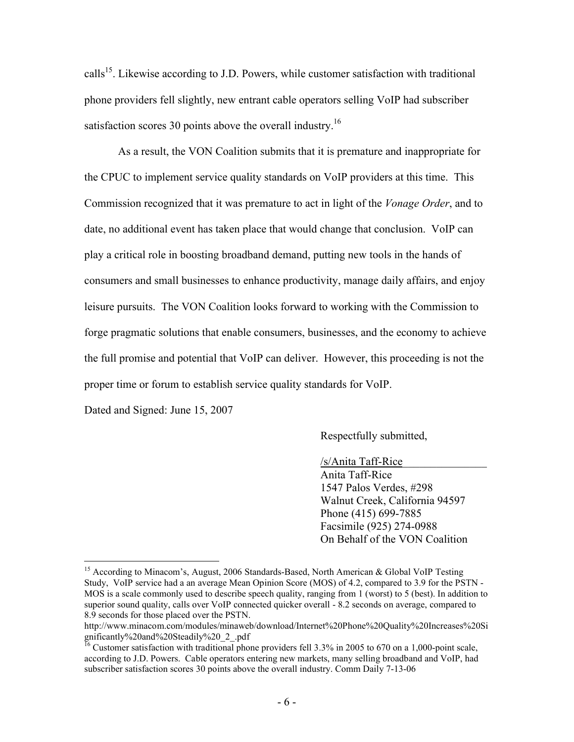calls[15]. Likewise according to J.D. Powers, while customer satisfaction with traditional phone providers fell slightly, new entrant cable operators selling VoIP had subscriber satisfaction scores 30 points above the overall industry.[16]

As a result, the VON Coalition submits that it is premature and inappropriate for the CPUC to implement service quality standards on VoIP providers at this time. This Commission recognized that it was premature to act in light of the *Vonage Order*, and to date, no additional event has taken place that would change that conclusion. VoIP can play a critical role in boosting broadband demand, putting new tools in the hands of consumers and small businesses to enhance productivity, manage daily affairs, and enjoy leisure pursuits. The VON Coalition looks forward to working with the Commission to forge pragmatic solutions that enable consumers, businesses, and the economy to achieve the full promise and potential that VoIP can deliver. However, this proceeding is not the proper time or forum to establish service quality standards for VoIP.

Dated and Signed: June 15, 2007

Respectfully submitted,

/s/Anita Taff-Rice
Anita Taff-Rice
1547 Palos Verdes, #298
Walnut Creek, California 94597
Phone (415) 699-7885
Facsimile (925) 274-0988
On Behalf of the VON Coalition

---

[15] According to Minacom's, August, 2006 Standards-Based, North American & Global VoIP Testing Study, VoIP service had a an average Mean Opinion Score (MOS) of 4.2, compared to 3.9 for the PSTN - MOS is a scale commonly used to describe speech quality, ranging from 1 (worst) to 5 (best). In addition to superior sound quality, calls over VoIP connected quicker overall - 8.2 seconds on average, compared to 8.9 seconds for those placed over the PSTN.
http://www.minacom.com/modules/minaweb/download/Internet%20Phone%20Quality%20Increases%20Significantly%20and%20Steadily%20_2_.pdf

[16] Customer satisfaction with traditional phone providers fell 3.3% in 2005 to 670 on a 1,000-point scale, according to J.D. Powers. Cable operators entering new markets, many selling broadband and VoIP, had subscriber satisfaction scores 30 points above the overall industry. Comm Daily 7-13-06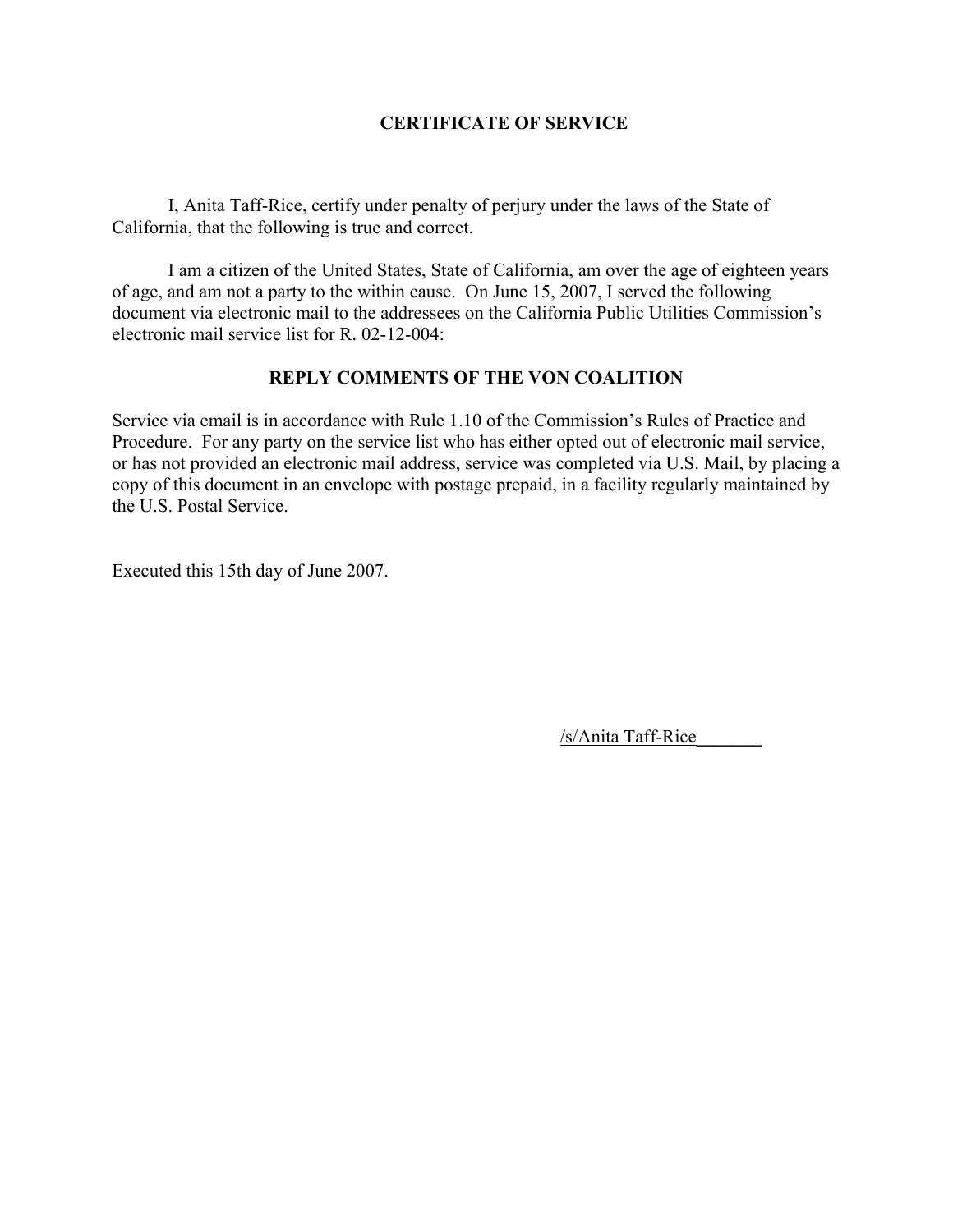# CERTIFICATE OF SERVICE

I, Anita Taff-Rice, certify under penalty of perjury under the laws of the State of California, that the following is true and correct.

I am a citizen of the United States, State of California, am over the age of eighteen years of age, and am not a party to the within cause. On June 15, 2007, I served the following document via electronic mail to the addressees on the California Public Utilities Commission's electronic mail service list for R. 02-12-004:

## REPLY COMMENTS OF THE VON COALITION

Service via email is in accordance with Rule 1.10 of the Commission's Rules of Practice and Procedure. For any party on the service list who has either opted out of electronic mail service, or has not provided an electronic mail address, service was completed via U.S. Mail, by placing a copy of this document in an envelope with postage prepaid, in a facility regularly maintained by the U.S. Postal Service.

Executed this 15th day of June 2007.

/s/Anita Taff-Rice_______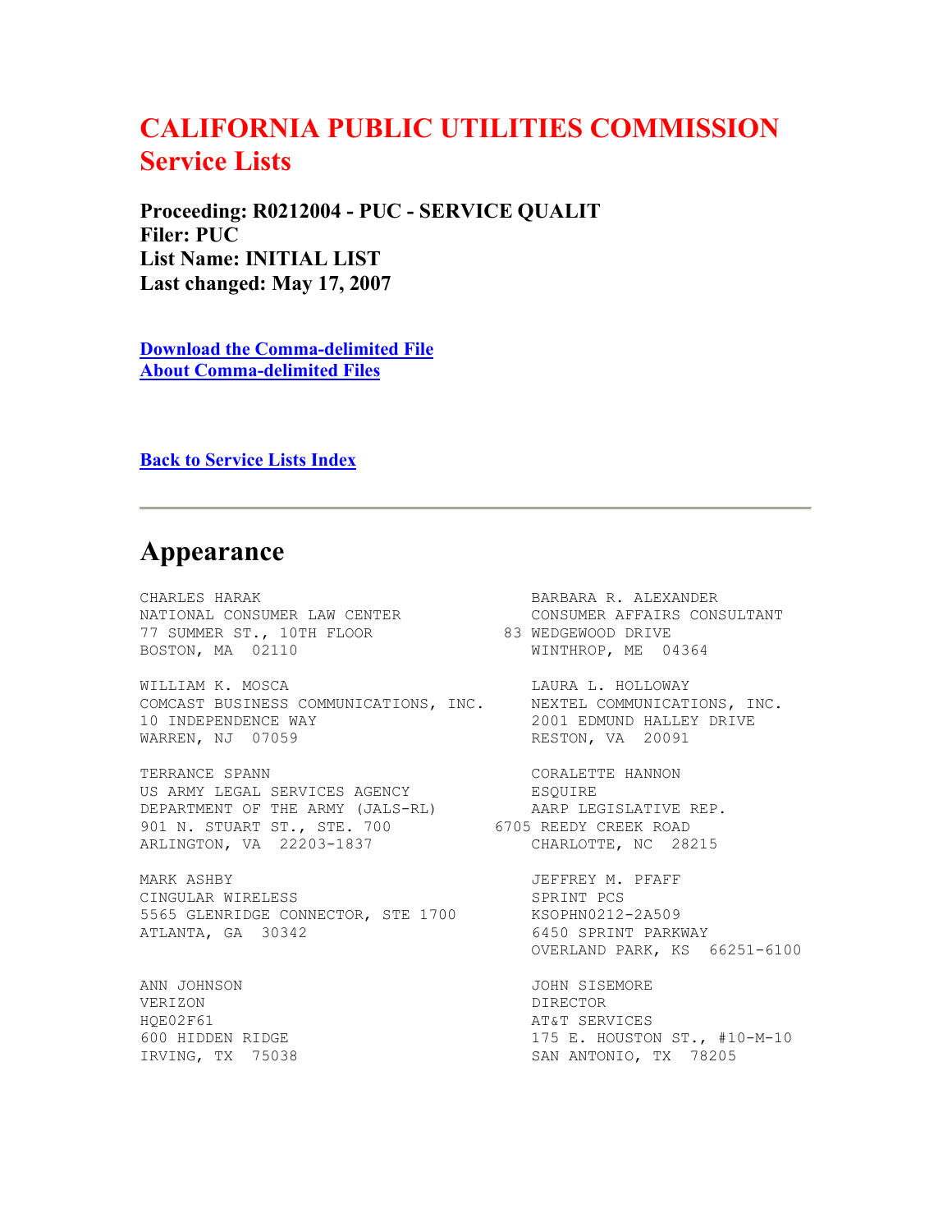# CALIFORNIA PUBLIC UTILITIES COMMISSION
# Service Lists

**Proceeding: R0212004 - PUC - SERVICE QUALIT**
**Filer: PUC**
**List Name: INITIAL LIST**
**Last changed: May 17, 2007**

[Download the Comma-delimited File](#)
[About Comma-delimited Files](#)

[Back to Service Lists Index](#)

---

## Appearance

CHARLES HARAK
NATIONAL CONSUMER LAW CENTER
77 SUMMER ST., 10TH FLOOR
BOSTON, MA 02110

BARBARA R. ALEXANDER
CONSUMER AFFAIRS CONSULTANT
83 WEDGEWOOD DRIVE
WINTHROP, ME 04364

WILLIAM K. MOSCA
COMCAST BUSINESS COMMUNICATIONS, INC.
10 INDEPENDENCE WAY
WARREN, NJ 07059

LAURA L. HOLLOWAY
NEXTEL COMMUNICATIONS, INC.
2001 EDMUND HALLEY DRIVE
RESTON, VA 20091

TERRANCE SPANN
US ARMY LEGAL SERVICES AGENCY
DEPARTMENT OF THE ARMY (JALS-RL)
901 N. STUART ST., STE. 700
ARLINGTON, VA 22203-1837

CORALETTE HANNON
ESQUIRE
AARP LEGISLATIVE REP.
6705 REEDY CREEK ROAD
CHARLOTTE, NC 28215

MARK ASHBY
CINGULAR WIRELESS
5565 GLENRIDGE CONNECTOR, STE 1700
ATLANTA, GA 30342

JEFFREY M. PFAFF
SPRINT PCS
KSOPHN0212-2A509
6450 SPRINT PARKWAY
OVERLAND PARK, KS 66251-6100

ANN JOHNSON
VERIZON
HQE02F61
600 HIDDEN RIDGE
IRVING, TX 75038

JOHN SISEMORE
DIRECTOR
AT&T SERVICES
175 E. HOUSTON ST., #10-M-10
SAN ANTONIO, TX 78205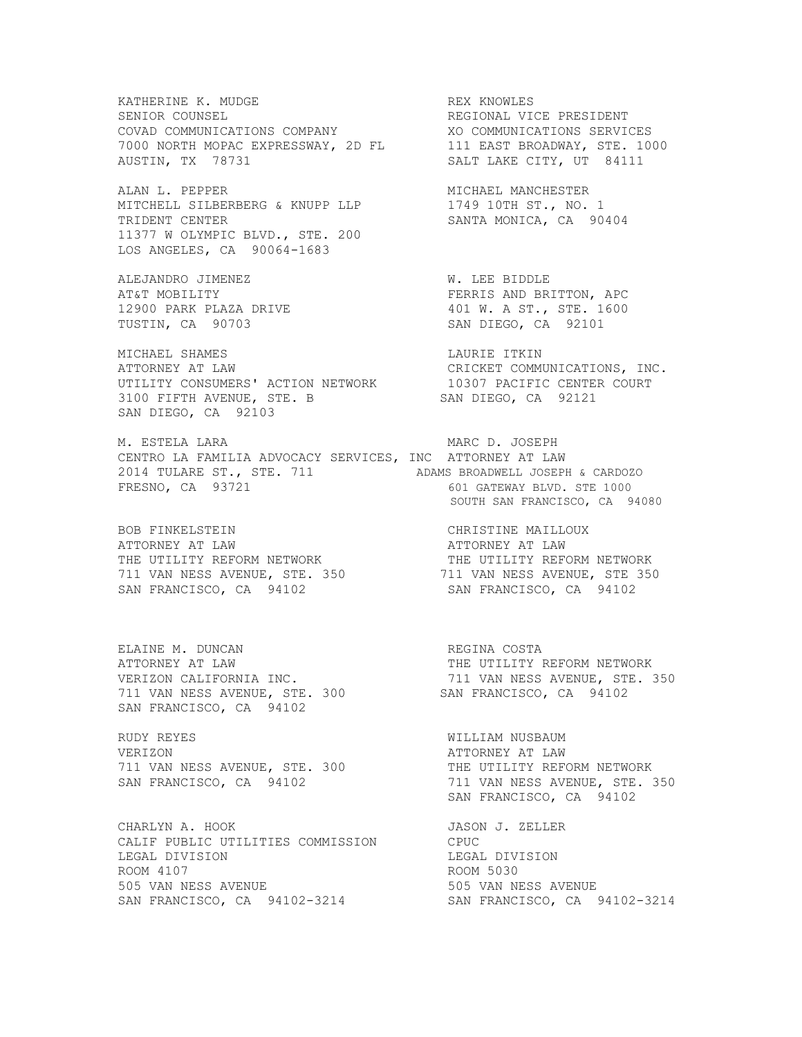KATHERINE K. MUDGE
SENIOR COUNSEL
COVAD COMMUNICATIONS COMPANY
7000 NORTH MOPAC EXPRESSWAY, 2D FL
AUSTIN, TX 78731

REX KNOWLES
REGIONAL VICE PRESIDENT
XO COMMUNICATIONS SERVICES
111 EAST BROADWAY, STE. 1000
SALT LAKE CITY, UT 84111

ALAN L. PEPPER
MITCHELL SILBERBERG & KNUPP LLP
TRIDENT CENTER
11377 W OLYMPIC BLVD., STE. 200
LOS ANGELES, CA 90064-1683

MICHAEL MANCHESTER
1749 10TH ST., NO. 1
SANTA MONICA, CA 90404

ALEJANDRO JIMENEZ
AT&T MOBILITY
12900 PARK PLAZA DRIVE
TUSTIN, CA 90703

W. LEE BIDDLE
FERRIS AND BRITTON, APC
401 W. A ST., STE. 1600
SAN DIEGO, CA 92101

MICHAEL SHAMES
ATTORNEY AT LAW
UTILITY CONSUMERS' ACTION NETWORK
3100 FIFTH AVENUE, STE. B
SAN DIEGO, CA 92103

LAURIE ITKIN
CRICKET COMMUNICATIONS, INC.
10307 PACIFIC CENTER COURT
SAN DIEGO, CA 92121

M. ESTELA LARA
CENTRO LA FAMILIA ADVOCACY SERVICES, INC
2014 TULARE ST., STE. 711
FRESNO, CA 93721

MARC D. JOSEPH
ATTORNEY AT LAW
ADAMS BROADWELL JOSEPH & CARDOZO
601 GATEWAY BLVD. STE 1000
SOUTH SAN FRANCISCO, CA 94080

BOB FINKELSTEIN
ATTORNEY AT LAW
THE UTILITY REFORM NETWORK
711 VAN NESS AVENUE, STE. 350
SAN FRANCISCO, CA 94102

CHRISTINE MAILLOUX
ATTORNEY AT LAW
THE UTILITY REFORM NETWORK
711 VAN NESS AVENUE, STE 350
SAN FRANCISCO, CA 94102

ELAINE M. DUNCAN
ATTORNEY AT LAW
VERIZON CALIFORNIA INC.
711 VAN NESS AVENUE, STE. 300
SAN FRANCISCO, CA 94102

REGINA COSTA
THE UTILITY REFORM NETWORK
711 VAN NESS AVENUE, STE. 350
SAN FRANCISCO, CA 94102

RUDY REYES
VERIZON
711 VAN NESS AVENUE, STE. 300
SAN FRANCISCO, CA 94102

WILLIAM NUSBAUM
ATTORNEY AT LAW
THE UTILITY REFORM NETWORK
711 VAN NESS AVENUE, STE. 350
SAN FRANCISCO, CA 94102

CHARLYN A. HOOK
CALIF PUBLIC UTILITIES COMMISSION
LEGAL DIVISION
ROOM 4107
505 VAN NESS AVENUE
SAN FRANCISCO, CA 94102-3214

JASON J. ZELLER
CPUC
LEGAL DIVISION
ROOM 5030
505 VAN NESS AVENUE
SAN FRANCISCO, CA 94102-3214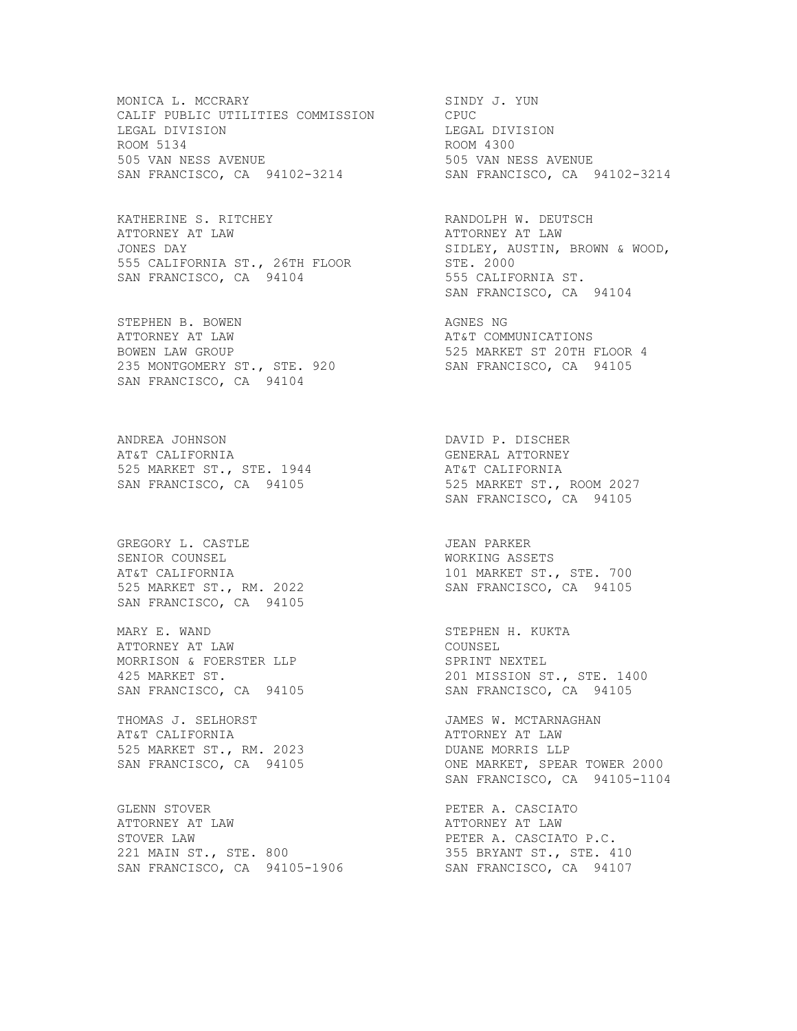MONICA L. MCCRARY
CALIF PUBLIC UTILITIES COMMISSION
LEGAL DIVISION
ROOM 5134
505 VAN NESS AVENUE
SAN FRANCISCO, CA 94102-3214

SINDY J. YUN
CPUC
LEGAL DIVISION
ROOM 4300
505 VAN NESS AVENUE
SAN FRANCISCO, CA 94102-3214

KATHERINE S. RITCHEY
ATTORNEY AT LAW
JONES DAY
555 CALIFORNIA ST., 26TH FLOOR
SAN FRANCISCO, CA 94104

RANDOLPH W. DEUTSCH
ATTORNEY AT LAW
SIDLEY, AUSTIN, BROWN & WOOD,
STE. 2000
555 CALIFORNIA ST.
SAN FRANCISCO, CA 94104

STEPHEN B. BOWEN
ATTORNEY AT LAW
BOWEN LAW GROUP
235 MONTGOMERY ST., STE. 920
SAN FRANCISCO, CA 94104

AGNES NG
AT&T COMMUNICATIONS
525 MARKET ST 20TH FLOOR 4
SAN FRANCISCO, CA 94105

ANDREA JOHNSON
AT&T CALIFORNIA
525 MARKET ST., STE. 1944
SAN FRANCISCO, CA 94105

DAVID P. DISCHER
GENERAL ATTORNEY
AT&T CALIFORNIA
525 MARKET ST., ROOM 2027
SAN FRANCISCO, CA 94105

GREGORY L. CASTLE
SENIOR COUNSEL
AT&T CALIFORNIA
525 MARKET ST., RM. 2022
SAN FRANCISCO, CA 94105

JEAN PARKER
WORKING ASSETS
101 MARKET ST., STE. 700
SAN FRANCISCO, CA 94105

MARY E. WAND
ATTORNEY AT LAW
MORRISON & FOERSTER LLP
425 MARKET ST.
SAN FRANCISCO, CA 94105

STEPHEN H. KUKTA
COUNSEL
SPRINT NEXTEL
201 MISSION ST., STE. 1400
SAN FRANCISCO, CA 94105

THOMAS J. SELHORST
AT&T CALIFORNIA
525 MARKET ST., RM. 2023
SAN FRANCISCO, CA 94105

JAMES W. MCTARNAGHAN
ATTORNEY AT LAW
DUANE MORRIS LLP
ONE MARKET, SPEAR TOWER 2000
SAN FRANCISCO, CA 94105-1104

GLENN STOVER
ATTORNEY AT LAW
STOVER LAW
221 MAIN ST., STE. 800
SAN FRANCISCO, CA 94105-1906

PETER A. CASCIATO
ATTORNEY AT LAW
PETER A. CASCIATO P.C.
355 BRYANT ST., STE. 410
SAN FRANCISCO, CA 94107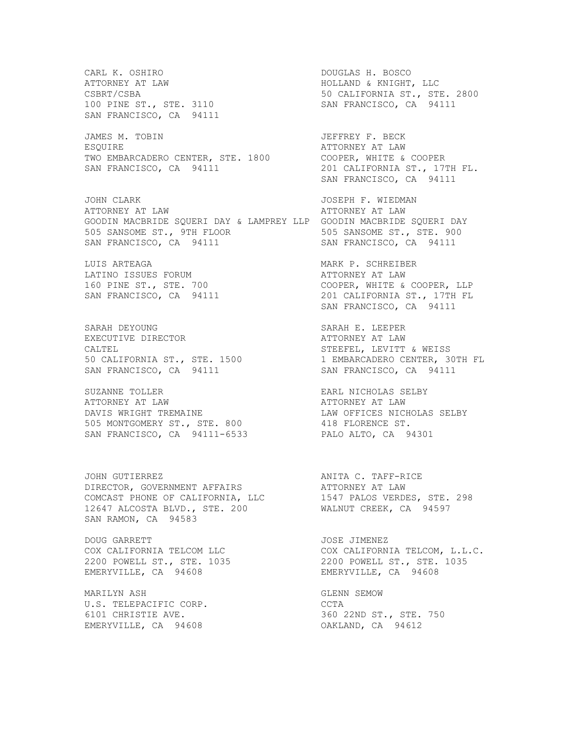CARL K. OSHIRO
ATTORNEY AT LAW
CSBRT/CSBA
100 PINE ST., STE. 3110
SAN FRANCISCO, CA 94111

DOUGLAS H. BOSCO
HOLLAND & KNIGHT, LLC
50 CALIFORNIA ST., STE. 2800
SAN FRANCISCO, CA 94111

JAMES M. TOBIN
ESQUIRE
TWO EMBARCADERO CENTER, STE. 1800
SAN FRANCISCO, CA 94111

JEFFREY F. BECK
ATTORNEY AT LAW
COOPER, WHITE & COOPER
201 CALIFORNIA ST., 17TH FL.
SAN FRANCISCO, CA 94111

JOHN CLARK
ATTORNEY AT LAW
GOODIN MACBRIDE SQUERI DAY & LAMPREY LLP
505 SANSOME ST., 9TH FLOOR
SAN FRANCISCO, CA 94111

JOSEPH F. WIEDMAN
ATTORNEY AT LAW
GOODIN MACBRIDE SQUERI DAY
505 SANSOME ST., STE. 900
SAN FRANCISCO, CA 94111

LUIS ARTEAGA
LATINO ISSUES FORUM
160 PINE ST., STE. 700
SAN FRANCISCO, CA 94111

MARK P. SCHREIBER
ATTORNEY AT LAW
COOPER, WHITE & COOPER, LLP
201 CALIFORNIA ST., 17TH FL
SAN FRANCISCO, CA 94111

SARAH DEYOUNG
EXECUTIVE DIRECTOR
CALTEL
50 CALIFORNIA ST., STE. 1500
SAN FRANCISCO, CA 94111

SARAH E. LEEPER
ATTORNEY AT LAW
STEEFEL, LEVITT & WEISS
1 EMBARCADERO CENTER, 30TH FL
SAN FRANCISCO, CA 94111

SUZANNE TOLLER
ATTORNEY AT LAW
DAVIS WRIGHT TREMAINE
505 MONTGOMERY ST., STE. 800
SAN FRANCISCO, CA 94111-6533

EARL NICHOLAS SELBY
ATTORNEY AT LAW
LAW OFFICES NICHOLAS SELBY
418 FLORENCE ST.
PALO ALTO, CA 94301

JOHN GUTIERREZ
DIRECTOR, GOVERNMENT AFFAIRS
COMCAST PHONE OF CALIFORNIA, LLC
12647 ALCOSTA BLVD., STE. 200
SAN RAMON, CA 94583

ANITA C. TAFF-RICE
ATTORNEY AT LAW
1547 PALOS VERDES, STE. 298
WALNUT CREEK, CA 94597

DOUG GARRETT
COX CALIFORNIA TELCOM LLC
2200 POWELL ST., STE. 1035
EMERYVILLE, CA 94608

JOSE JIMENEZ
COX CALIFORNIA TELCOM, L.L.C.
2200 POWELL ST., STE. 1035
EMERYVILLE, CA 94608

MARILYN ASH
U.S. TELEPACIFIC CORP.
6101 CHRISTIE AVE.
EMERYVILLE, CA 94608

GLENN SEMOW
CCTA
360 22ND ST., STE. 750
OAKLAND, CA 94612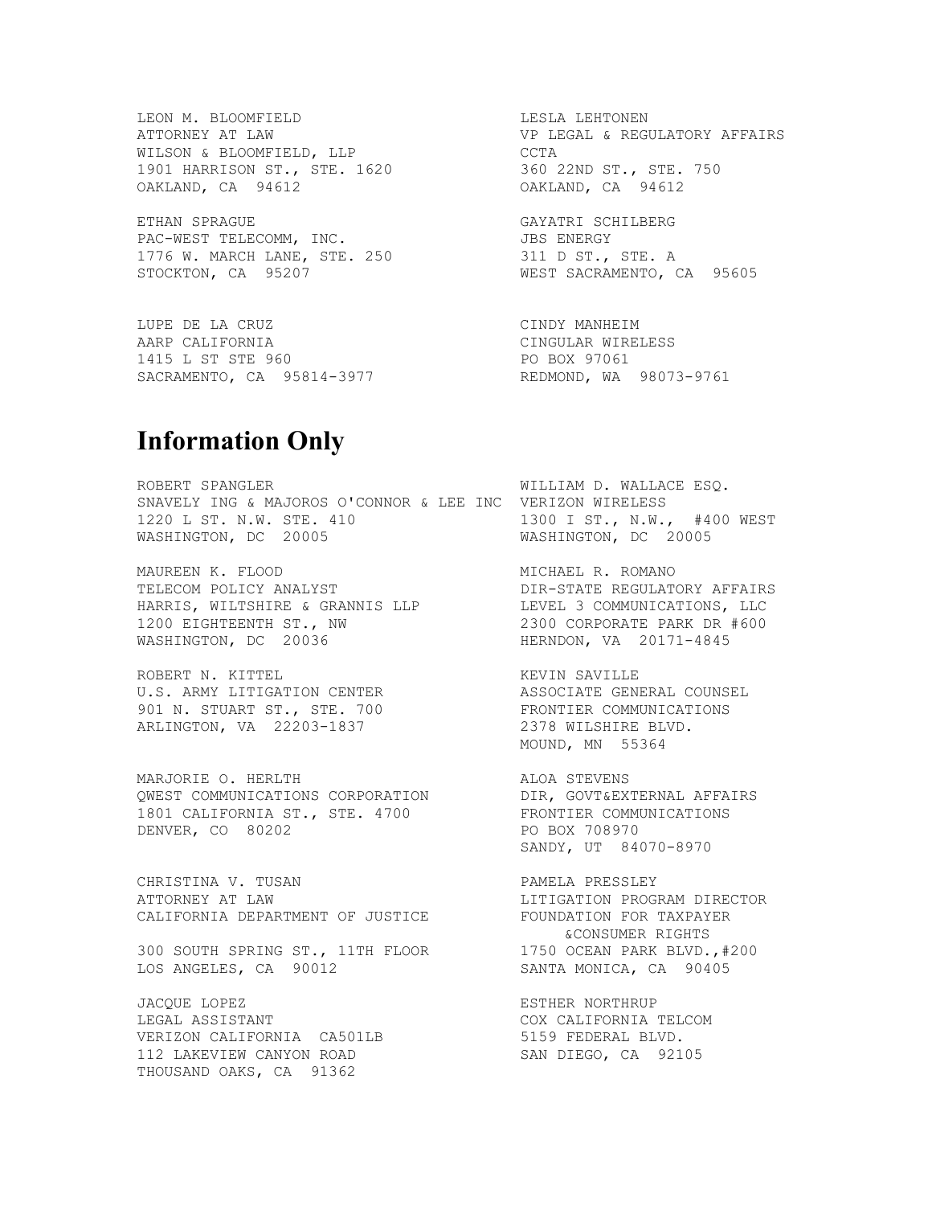LEON M. BLOOMFIELD
ATTORNEY AT LAW
WILSON & BLOOMFIELD, LLP
1901 HARRISON ST., STE. 1620
OAKLAND, CA 94612

LESLA LEHTONEN
VP LEGAL & REGULATORY AFFAIRS
CCTA
360 22ND ST., STE. 750
OAKLAND, CA 94612

ETHAN SPRAGUE
PAC-WEST TELECOMM, INC.
1776 W. MARCH LANE, STE. 250
STOCKTON, CA 95207

GAYATRI SCHILBERG
JBS ENERGY
311 D ST., STE. A
WEST SACRAMENTO, CA 95605

LUPE DE LA CRUZ
AARP CALIFORNIA
1415 L ST STE 960
SACRAMENTO, CA 95814-3977

CINDY MANHEIM
CINGULAR WIRELESS
PO BOX 97061
REDMOND, WA 98073-9761

## Information Only

ROBERT SPANGLER
SNAVELY ING & MAJOROS O'CONNOR & LEE INC
1220 L ST. N.W. STE. 410
WASHINGTON, DC 20005

WILLIAM D. WALLACE ESQ.
VERIZON WIRELESS
1300 I ST., N.W., #400 WEST
WASHINGTON, DC 20005

MAUREEN K. FLOOD
TELECOM POLICY ANALYST
HARRIS, WILTSHIRE & GRANNIS LLP
1200 EIGHTEENTH ST., NW
WASHINGTON, DC 20036

MICHAEL R. ROMANO
DIR-STATE REGULATORY AFFAIRS
LEVEL 3 COMMUNICATIONS, LLC
2300 CORPORATE PARK DR #600
HERNDON, VA 20171-4845

ROBERT N. KITTEL
U.S. ARMY LITIGATION CENTER
901 N. STUART ST., STE. 700
ARLINGTON, VA 22203-1837

KEVIN SAVILLE
ASSOCIATE GENERAL COUNSEL
FRONTIER COMMUNICATIONS
2378 WILSHIRE BLVD.
MOUND, MN 55364

MARJORIE O. HERLTH
QWEST COMMUNICATIONS CORPORATION
1801 CALIFORNIA ST., STE. 4700
DENVER, CO 80202

ALOA STEVENS
DIR, GOVT&EXTERNAL AFFAIRS
FRONTIER COMMUNICATIONS
PO BOX 708970
SANDY, UT 84070-8970

CHRISTINA V. TUSAN
ATTORNEY AT LAW
CALIFORNIA DEPARTMENT OF JUSTICE
300 SOUTH SPRING ST., 11TH FLOOR
LOS ANGELES, CA 90012

PAMELA PRESSLEY
LITIGATION PROGRAM DIRECTOR
FOUNDATION FOR TAXPAYER &CONSUMER RIGHTS
1750 OCEAN PARK BLVD.,#200
SANTA MONICA, CA 90405

JACQUE LOPEZ
LEGAL ASSISTANT
VERIZON CALIFORNIA CA501LB
112 LAKEVIEW CANYON ROAD
THOUSAND OAKS, CA 91362

ESTHER NORTHRUP
COX CALIFORNIA TELCOM
5159 FEDERAL BLVD.
SAN DIEGO, CA 92105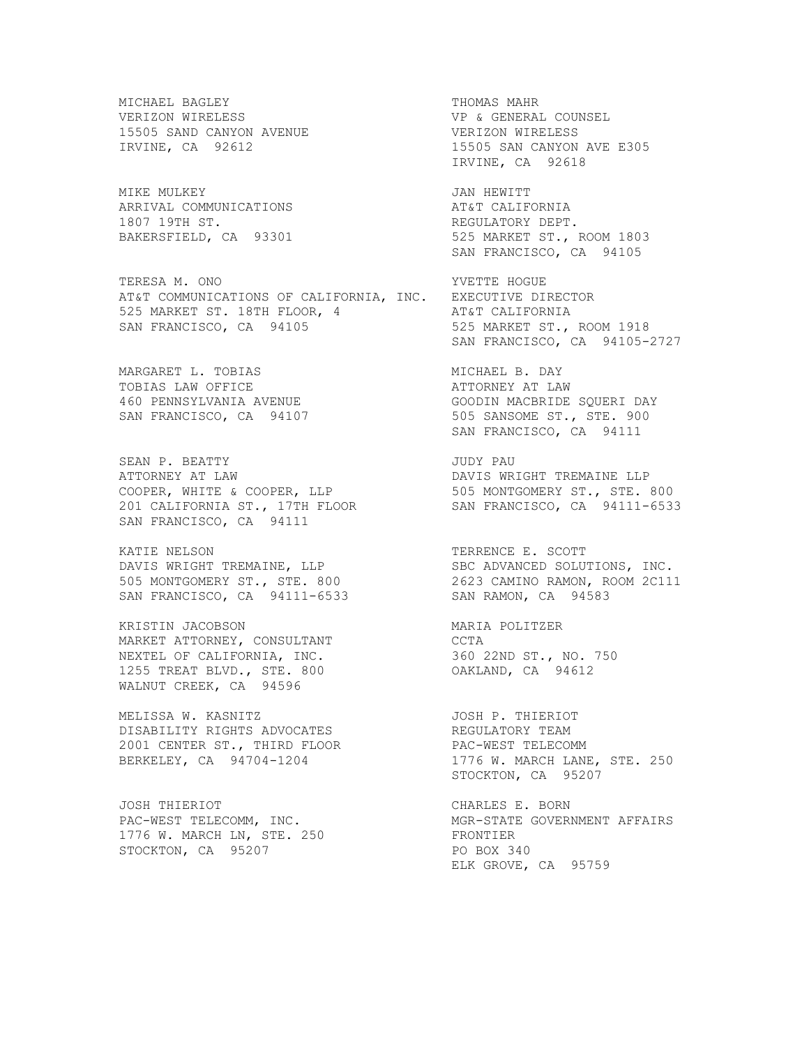MICHAEL BAGLEY
VERIZON WIRELESS
15505 SAND CANYON AVENUE
IRVINE, CA 92612

THOMAS MAHR
VP & GENERAL COUNSEL
VERIZON WIRELESS
15505 SAN CANYON AVE E305
IRVINE, CA 92618

MIKE MULKEY
ARRIVAL COMMUNICATIONS
1807 19TH ST.
BAKERSFIELD, CA 93301

JAN HEWITT
AT&T CALIFORNIA
REGULATORY DEPT.
525 MARKET ST., ROOM 1803
SAN FRANCISCO, CA 94105

TERESA M. ONO
AT&T COMMUNICATIONS OF CALIFORNIA, INC.
525 MARKET ST. 18TH FLOOR, 4
SAN FRANCISCO, CA 94105

YVETTE HOGUE
EXECUTIVE DIRECTOR
AT&T CALIFORNIA
525 MARKET ST., ROOM 1918
SAN FRANCISCO, CA 94105-2727

MARGARET L. TOBIAS
TOBIAS LAW OFFICE
460 PENNSYLVANIA AVENUE
SAN FRANCISCO, CA 94107

MICHAEL B. DAY
ATTORNEY AT LAW
GOODIN MACBRIDE SQUERI DAY
505 SANSOME ST., STE. 900
SAN FRANCISCO, CA 94111

SEAN P. BEATTY
ATTORNEY AT LAW
COOPER, WHITE & COOPER, LLP
201 CALIFORNIA ST., 17TH FLOOR
SAN FRANCISCO, CA 94111

JUDY PAU
DAVIS WRIGHT TREMAINE LLP
505 MONTGOMERY ST., STE. 800
SAN FRANCISCO, CA 94111-6533

KATIE NELSON
DAVIS WRIGHT TREMAINE, LLP
505 MONTGOMERY ST., STE. 800
SAN FRANCISCO, CA 94111-6533

TERRENCE E. SCOTT
SBC ADVANCED SOLUTIONS, INC.
2623 CAMINO RAMON, ROOM 2C111
SAN RAMON, CA 94583

KRISTIN JACOBSON
MARKET ATTORNEY, CONSULTANT
NEXTEL OF CALIFORNIA, INC.
1255 TREAT BLVD., STE. 800
WALNUT CREEK, CA 94596

MARIA POLITZER
CCTA
360 22ND ST., NO. 750
OAKLAND, CA 94612

MELISSA W. KASNITZ
DISABILITY RIGHTS ADVOCATES
2001 CENTER ST., THIRD FLOOR
BERKELEY, CA 94704-1204

JOSH P. THIERIOT
REGULATORY TEAM
PAC-WEST TELECOMM
1776 W. MARCH LANE, STE. 250
STOCKTON, CA 95207

JOSH THIERIOT
PAC-WEST TELECOMM, INC.
1776 W. MARCH LN, STE. 250
STOCKTON, CA 95207

CHARLES E. BORN
MGR-STATE GOVERNMENT AFFAIRS
FRONTIER
PO BOX 340
ELK GROVE, CA 95759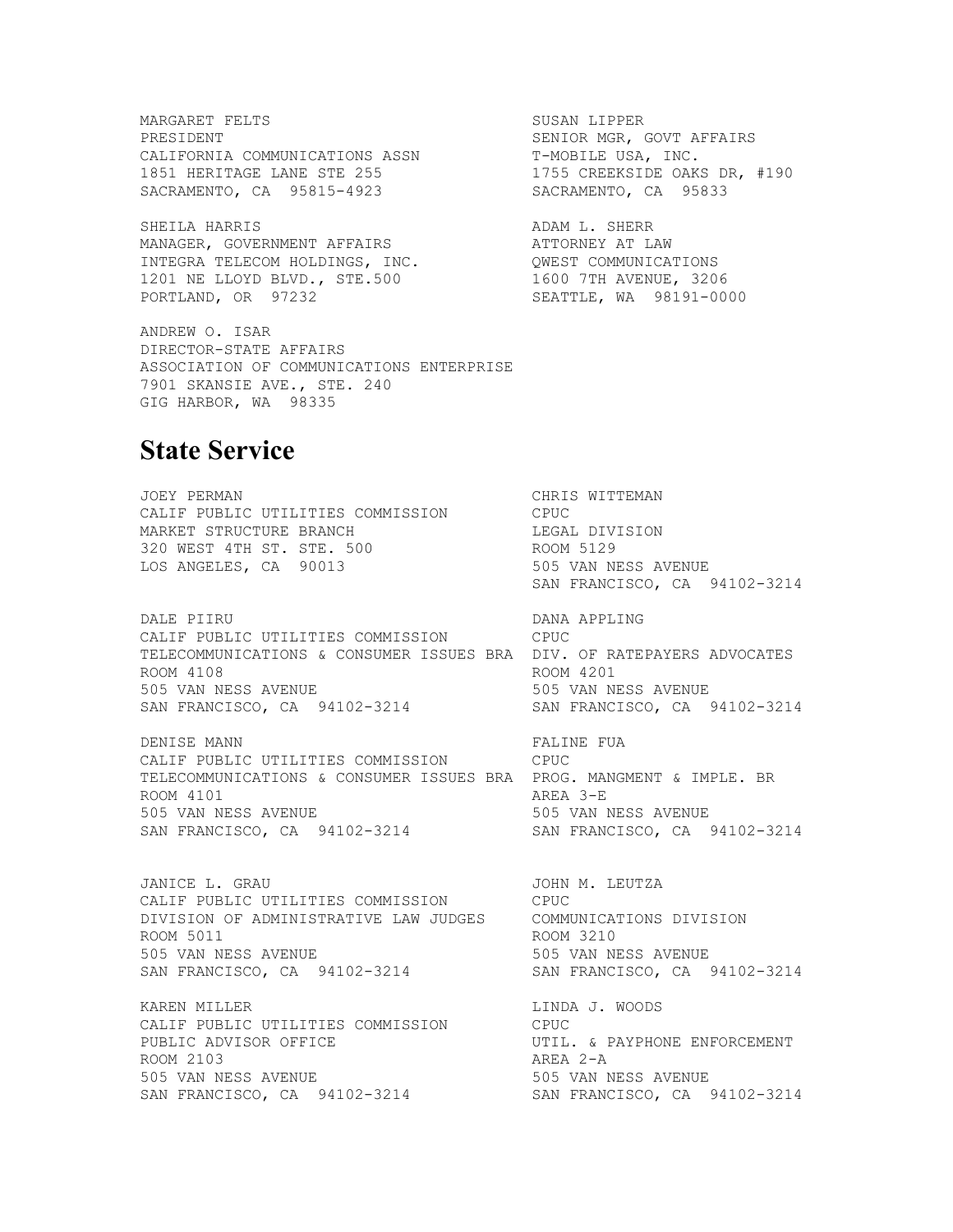MARGARET FELTS
PRESIDENT
CALIFORNIA COMMUNICATIONS ASSN
1851 HERITAGE LANE STE 255
SACRAMENTO, CA 95815-4923

SUSAN LIPPER
SENIOR MGR, GOVT AFFAIRS
T-MOBILE USA, INC.
1755 CREEKSIDE OAKS DR, #190
SACRAMENTO, CA 95833

SHEILA HARRIS
MANAGER, GOVERNMENT AFFAIRS
INTEGRA TELECOM HOLDINGS, INC.
1201 NE LLOYD BLVD., STE.500
PORTLAND, OR 97232

ADAM L. SHERR
ATTORNEY AT LAW
QWEST COMMUNICATIONS
1600 7TH AVENUE, 3206
SEATTLE, WA 98191-0000

ANDREW O. ISAR
DIRECTOR-STATE AFFAIRS
ASSOCIATION OF COMMUNICATIONS ENTERPRISE
7901 SKANSIE AVE., STE. 240
GIG HARBOR, WA 98335

# State Service

JOEY PERMAN
CALIF PUBLIC UTILITIES COMMISSION
MARKET STRUCTURE BRANCH
320 WEST 4TH ST. STE. 500
LOS ANGELES, CA 90013

CHRIS WITTEMAN
CPUC
LEGAL DIVISION
ROOM 5129
505 VAN NESS AVENUE
SAN FRANCISCO, CA 94102-3214

DALE PIIRU
CALIF PUBLIC UTILITIES COMMISSION
TELECOMMUNICATIONS & CONSUMER ISSUES BRA
ROOM 4108
505 VAN NESS AVENUE
SAN FRANCISCO, CA 94102-3214

DANA APPLING
CPUC
DIV. OF RATEPAYERS ADVOCATES
ROOM 4201
505 VAN NESS AVENUE
SAN FRANCISCO, CA 94102-3214

DENISE MANN
CALIF PUBLIC UTILITIES COMMISSION
TELECOMMUNICATIONS & CONSUMER ISSUES BRA
ROOM 4101
505 VAN NESS AVENUE
SAN FRANCISCO, CA 94102-3214

FALINE FUA
CPUC
PROG. MANGMENT & IMPLE. BR
AREA 3-E
505 VAN NESS AVENUE
SAN FRANCISCO, CA 94102-3214

JANICE L. GRAU
CALIF PUBLIC UTILITIES COMMISSION
DIVISION OF ADMINISTRATIVE LAW JUDGES
ROOM 5011
505 VAN NESS AVENUE
SAN FRANCISCO, CA 94102-3214

JOHN M. LEUTZA
CPUC
COMMUNICATIONS DIVISION
ROOM 3210
505 VAN NESS AVENUE
SAN FRANCISCO, CA 94102-3214

KAREN MILLER
CALIF PUBLIC UTILITIES COMMISSION
PUBLIC ADVISOR OFFICE
ROOM 2103
505 VAN NESS AVENUE
SAN FRANCISCO, CA 94102-3214

LINDA J. WOODS
CPUC
UTIL. & PAYPHONE ENFORCEMENT
AREA 2-A
505 VAN NESS AVENUE
SAN FRANCISCO, CA 94102-3214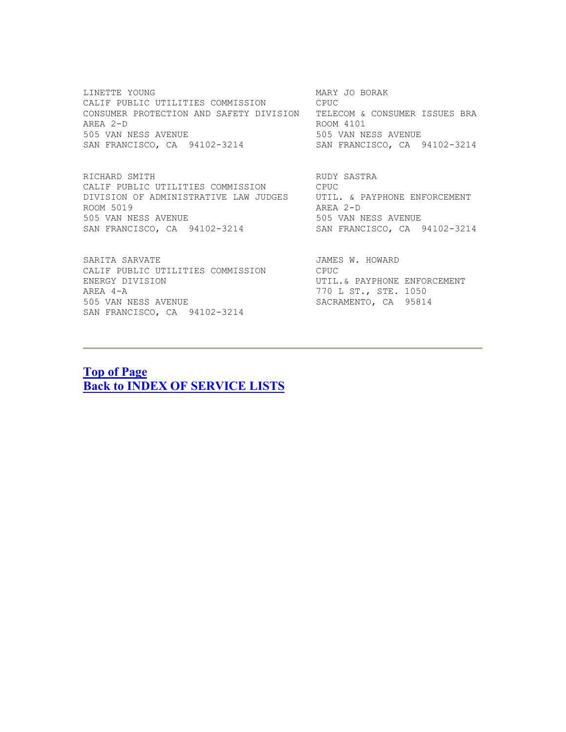LINETTE YOUNG
CALIF PUBLIC UTILITIES COMMISSION
CONSUMER PROTECTION AND SAFETY DIVISION
AREA 2-D
505 VAN NESS AVENUE
SAN FRANCISCO, CA 94102-3214

MARY JO BORAK
CPUC
TELECOM & CONSUMER ISSUES BRA
ROOM 4101
505 VAN NESS AVENUE
SAN FRANCISCO, CA 94102-3214

RICHARD SMITH
CALIF PUBLIC UTILITIES COMMISSION
DIVISION OF ADMINISTRATIVE LAW JUDGES
ROOM 5019
505 VAN NESS AVENUE
SAN FRANCISCO, CA 94102-3214

RUDY SASTRA
CPUC
UTIL. & PAYPHONE ENFORCEMENT
AREA 2-D
505 VAN NESS AVENUE
SAN FRANCISCO, CA 94102-3214

SARITA SARVATE
CALIF PUBLIC UTILITIES COMMISSION
ENERGY DIVISION
AREA 4-A
505 VAN NESS AVENUE
SAN FRANCISCO, CA 94102-3214

JAMES W. HOWARD
CPUC
UTIL.& PAYPHONE ENFORCEMENT
770 L ST., STE. 1050
SACRAMENTO, CA 95814

---

**Top of Page**
**Back to INDEX OF SERVICE LISTS**